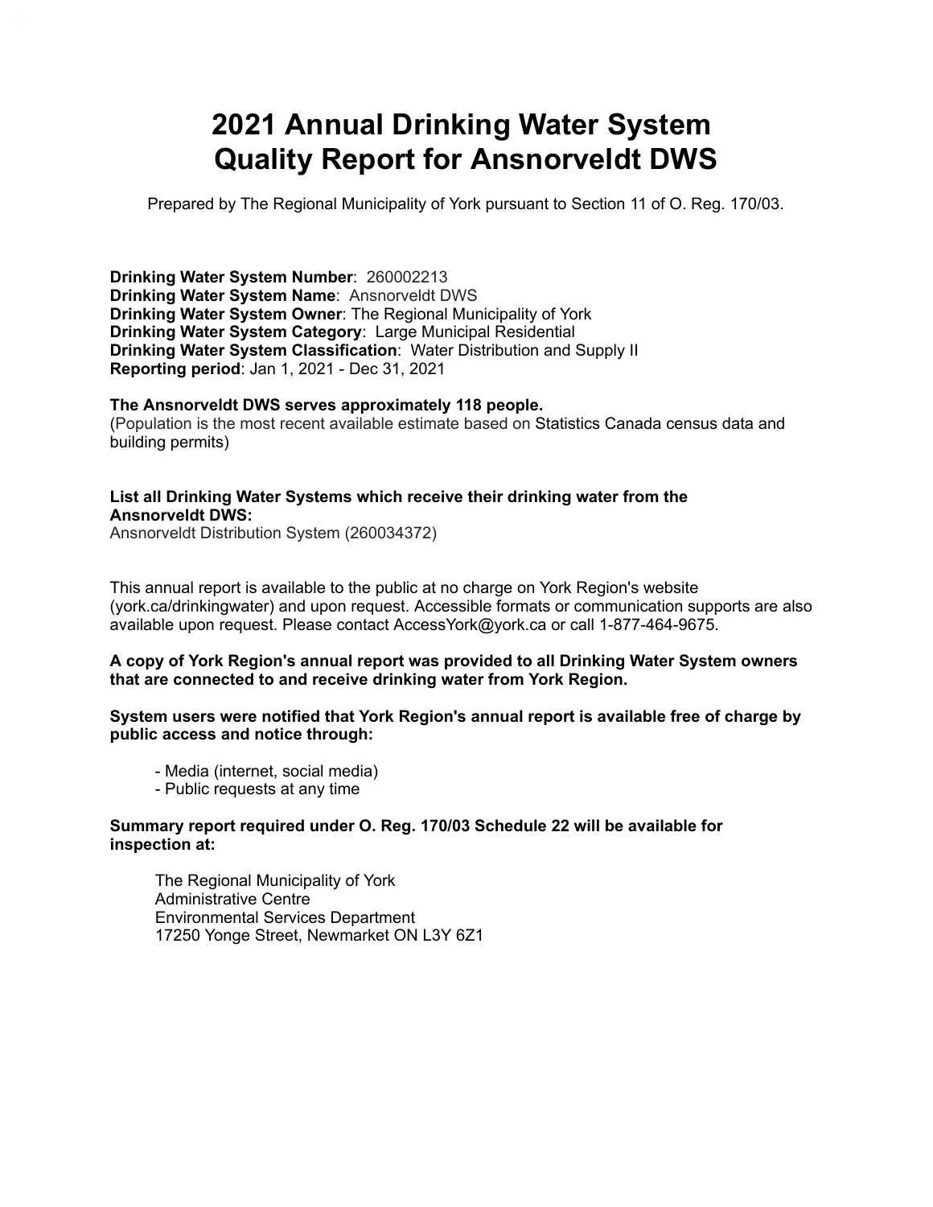# 2021 Annual Drinking Water System Quality Report for Ansnorveldt DWS

Prepared by The Regional Municipality of York pursuant to Section 11 of O. Reg. 170/03.

**Drinking Water System Number**: 260002213
**Drinking Water System Name**: Ansnorveldt DWS
**Drinking Water System Owner**: The Regional Municipality of York
**Drinking Water System Category**: Large Municipal Residential
**Drinking Water System Classification**: Water Distribution and Supply II
**Reporting period**: Jan 1, 2021 - Dec 31, 2021

**The Ansnorveldt DWS serves approximately 118 people.**
(Population is the most recent available estimate based on Statistics Canada census data and building permits)

**List all Drinking Water Systems which receive their drinking water from the Ansnorveldt DWS:**
Ansnorveldt Distribution System (260034372)

This annual report is available to the public at no charge on York Region's website (york.ca/drinkingwater) and upon request. Accessible formats or communication supports are also available upon request. Please contact AccessYork@york.ca or call 1-877-464-9675.

**A copy of York Region's annual report was provided to all Drinking Water System owners that are connected to and receive drinking water from York Region.**

**System users were notified that York Region's annual report is available free of charge by public access and notice through:**

- Media (internet, social media)
- Public requests at any time

**Summary report required under O. Reg. 170/03 Schedule 22 will be available for inspection at:**

The Regional Municipality of York
Administrative Centre
Environmental Services Department
17250 Yonge Street, Newmarket ON L3Y 6Z1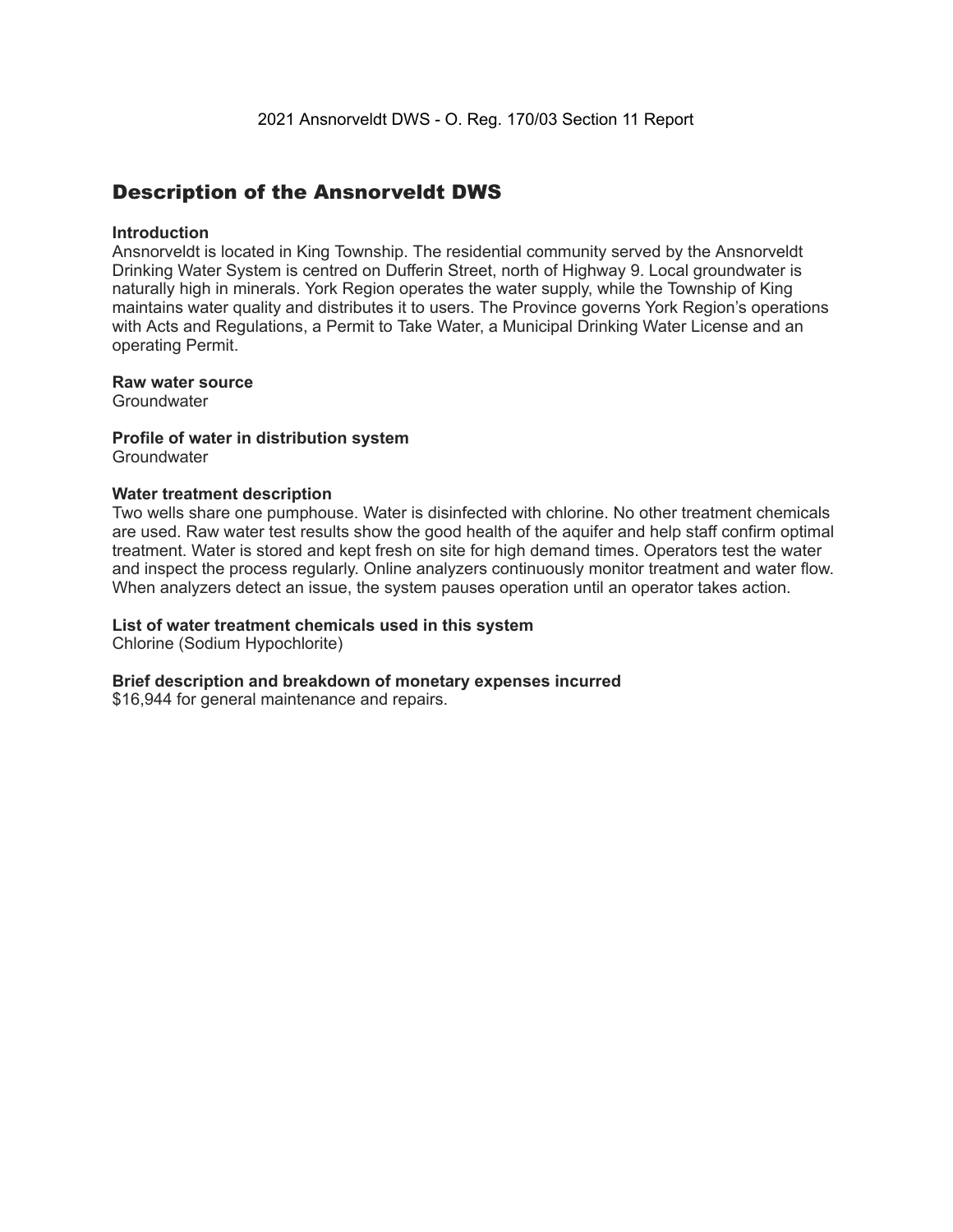## Description of the Ansnorveldt DWS

**Introduction**
Ansnorveldt is located in King Township. The residential community served by the Ansnorveldt Drinking Water System is centred on Dufferin Street, north of Highway 9. Local groundwater is naturally high in minerals. York Region operates the water supply, while the Township of King maintains water quality and distributes it to users. The Province governs York Region's operations with Acts and Regulations, a Permit to Take Water, a Municipal Drinking Water License and an operating Permit.

**Raw water source**
Groundwater

**Profile of water in distribution system**
Groundwater

**Water treatment description**
Two wells share one pumphouse. Water is disinfected with chlorine. No other treatment chemicals are used. Raw water test results show the good health of the aquifer and help staff confirm optimal treatment. Water is stored and kept fresh on site for high demand times. Operators test the water and inspect the process regularly. Online analyzers continuously monitor treatment and water flow. When analyzers detect an issue, the system pauses operation until an operator takes action.

**List of water treatment chemicals used in this system**
Chlorine (Sodium Hypochlorite)

**Brief description and breakdown of monetary expenses incurred**
$16,944 for general maintenance and repairs.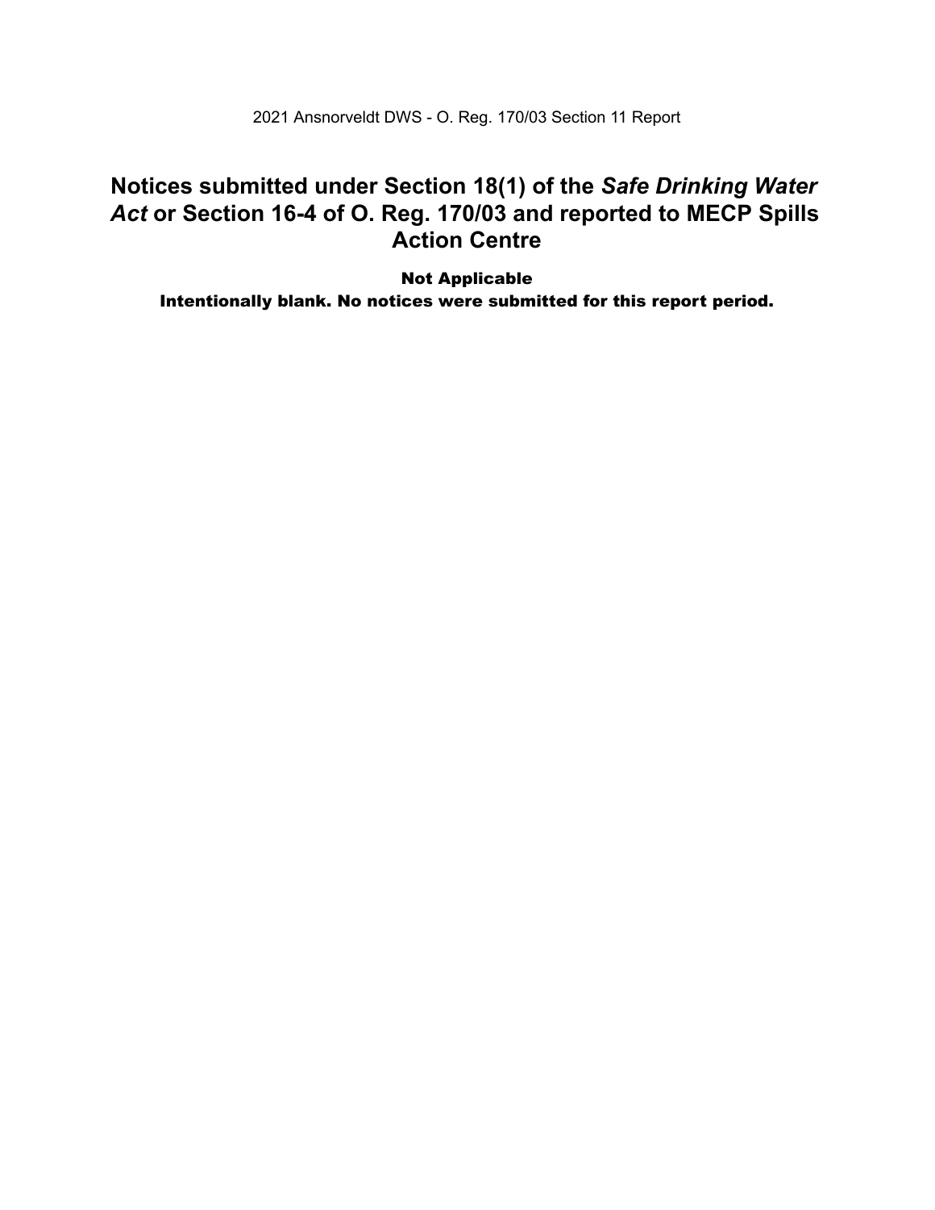# Notices submitted under Section 18(1) of the *Safe Drinking Water Act* or Section 16-4 of O. Reg. 170/03 and reported to MECP Spills Action Centre

**Not Applicable**

**Intentionally blank. No notices were submitted for this report period.**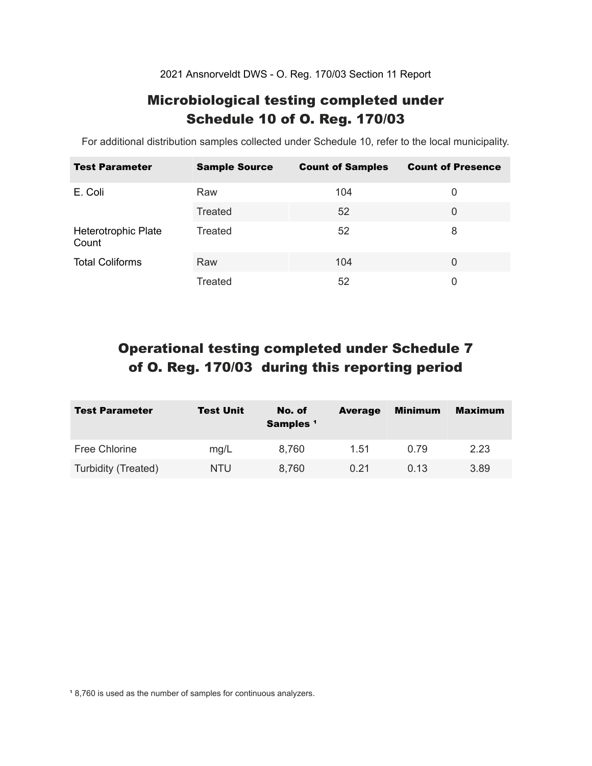2021 Ansnorveldt DWS - O. Reg. 170/03 Section 11 Report

## Microbiological testing completed under Schedule 10 of O. Reg. 170/03

For additional distribution samples collected under Schedule 10, refer to the local municipality.

| Test Parameter | Sample Source | Count of Samples | Count of Presence |
|---|---|---|---|
| E. Coli | Raw | 104 | 0 |
| | Treated | 52 | 0 |
| Heterotrophic Plate Count | Treated | 52 | 8 |
| Total Coliforms | Raw | 104 | 0 |
| | Treated | 52 | 0 |

## Operational testing completed under Schedule 7 of O. Reg. 170/03 during this reporting period

| Test Parameter | Test Unit | No. of Samples [1] | Average | Minimum | Maximum |
|---|---|---|---|---|---|
| Free Chlorine | mg/L | 8,760 | 1.51 | 0.79 | 2.23 |
| Turbidity (Treated) | NTU | 8,760 | 0.21 | 0.13 | 3.89 |

[1] 8,760 is used as the number of samples for continuous analyzers.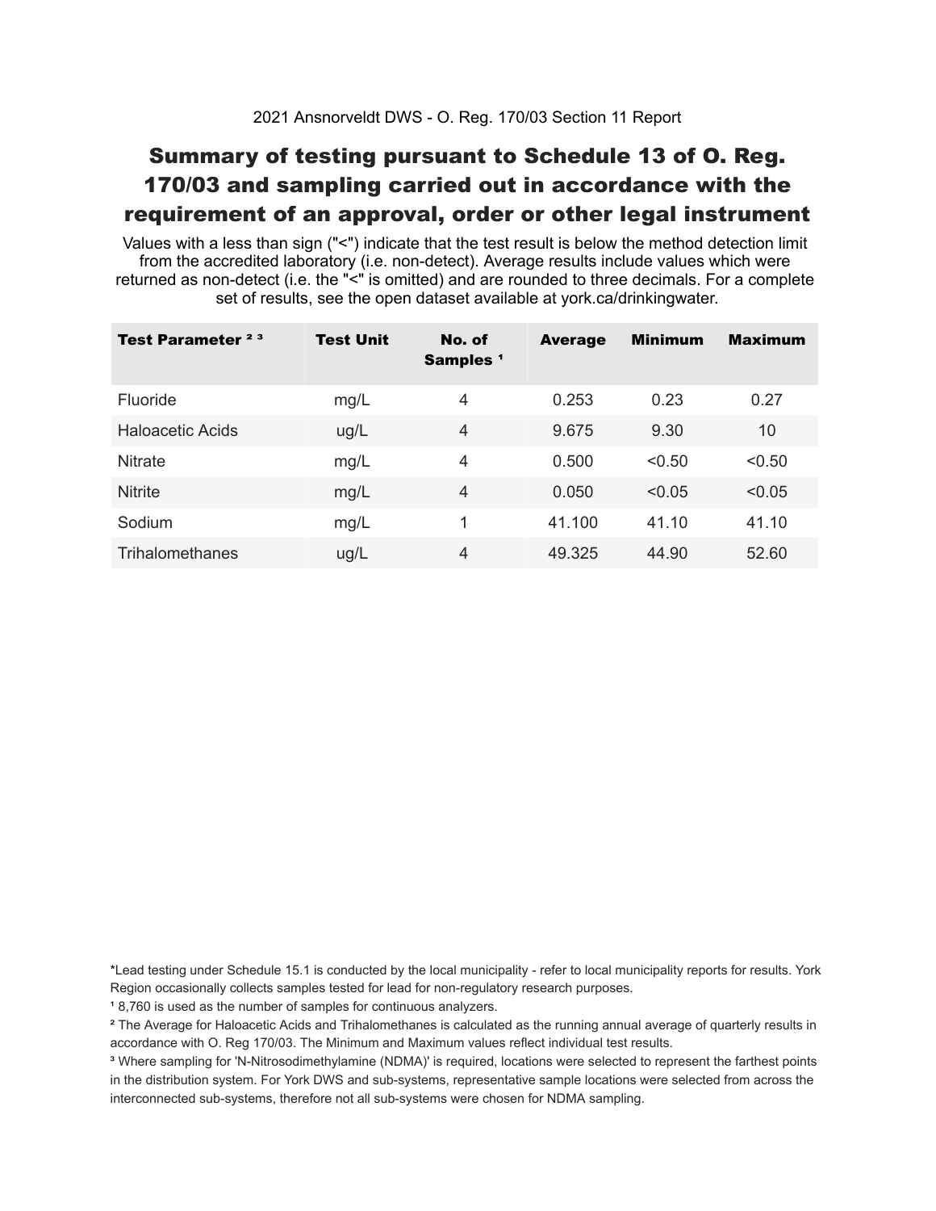2021 Ansnorveldt DWS - O. Reg. 170/03 Section 11 Report

# Summary of testing pursuant to Schedule 13 of O. Reg. 170/03 and sampling carried out in accordance with the requirement of an approval, order or other legal instrument

Values with a less than sign ("<") indicate that the test result is below the method detection limit from the accredited laboratory (i.e. non-detect). Average results include values which were returned as non-detect (i.e. the "<" is omitted) and are rounded to three decimals. For a complete set of results, see the open dataset available at york.ca/drinkingwater.

| Test Parameter [2] [3] | Test Unit | No. of Samples [1] | Average | Minimum | Maximum |
|---|---|---|---|---|---|
| Fluoride | mg/L | 4 | 0.253 | 0.23 | 0.27 |
| Haloacetic Acids | ug/L | 4 | 9.675 | 9.30 | 10 |
| Nitrate | mg/L | 4 | 0.500 | <0.50 | <0.50 |
| Nitrite | mg/L | 4 | 0.050 | <0.05 | <0.05 |
| Sodium | mg/L | 1 | 41.100 | 41.10 | 41.10 |
| Trihalomethanes | ug/L | 4 | 49.325 | 44.90 | 52.60 |

*Lead testing under Schedule 15.1 is conducted by the local municipality - refer to local municipality reports for results. York Region occasionally collects samples tested for lead for non-regulatory research purposes.

[1] 8,760 is used as the number of samples for continuous analyzers.

[2] The Average for Haloacetic Acids and Trihalomethanes is calculated as the running annual average of quarterly results in accordance with O. Reg 170/03. The Minimum and Maximum values reflect individual test results.

[3] Where sampling for 'N-Nitrosodimethylamine (NDMA)' is required, locations were selected to represent the farthest points in the distribution system. For York DWS and sub-systems, representative sample locations were selected from across the interconnected sub-systems, therefore not all sub-systems were chosen for NDMA sampling.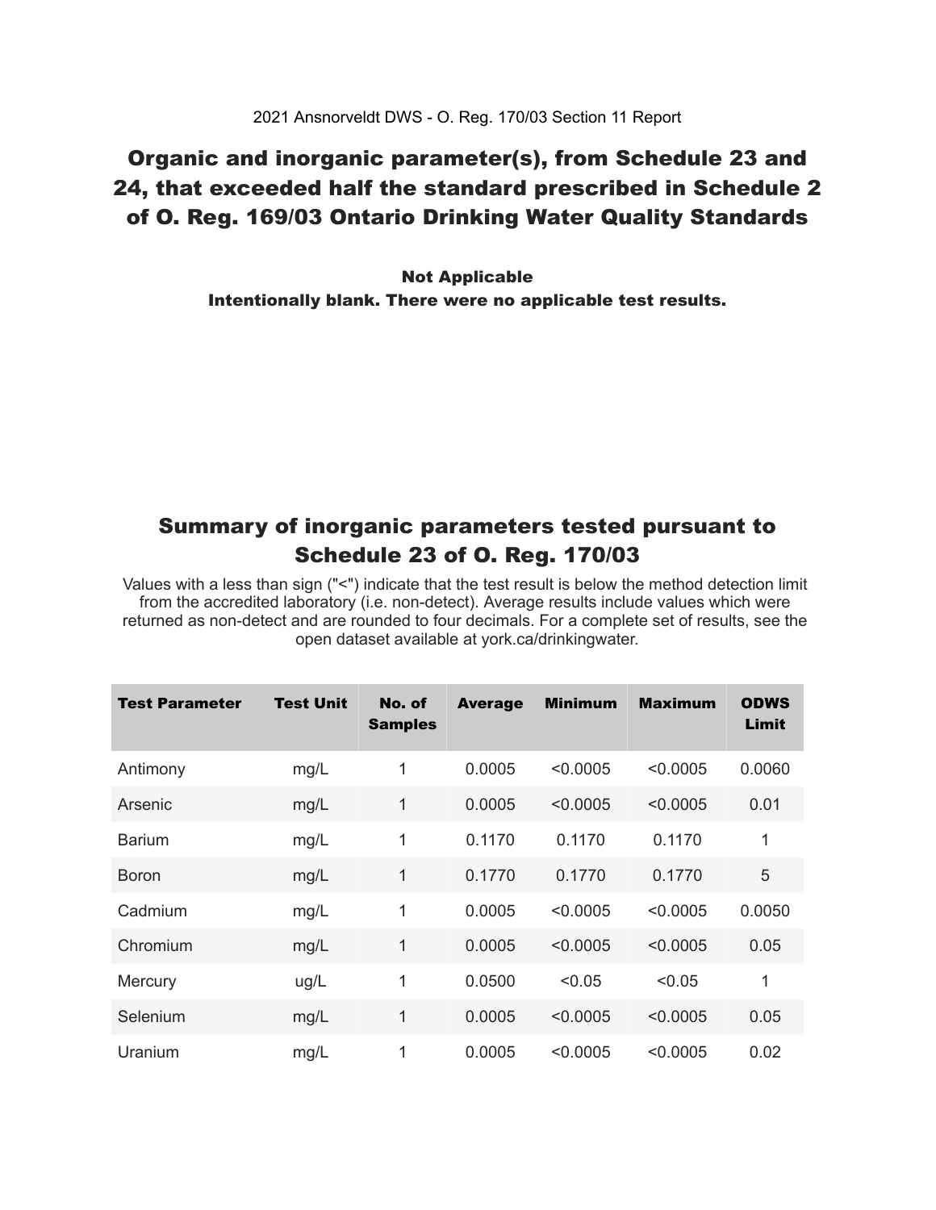2021 Ansnorveldt DWS - O. Reg. 170/03 Section 11 Report

# Organic and inorganic parameter(s), from Schedule 23 and 24, that exceeded half the standard prescribed in Schedule 2 of O. Reg. 169/03 Ontario Drinking Water Quality Standards

**Not Applicable**
**Intentionally blank. There were no applicable test results.**

# Summary of inorganic parameters tested pursuant to Schedule 23 of O. Reg. 170/03

Values with a less than sign ("<") indicate that the test result is below the method detection limit from the accredited laboratory (i.e. non-detect). Average results include values which were returned as non-detect and are rounded to four decimals. For a complete set of results, see the open dataset available at york.ca/drinkingwater.

| Test Parameter | Test Unit | No. of Samples | Average | Minimum | Maximum | ODWS Limit |
|---|---|---|---|---|---|---|
| Antimony | mg/L | 1 | 0.0005 | <0.0005 | <0.0005 | 0.0060 |
| Arsenic | mg/L | 1 | 0.0005 | <0.0005 | <0.0005 | 0.01 |
| Barium | mg/L | 1 | 0.1170 | 0.1170 | 0.1170 | 1 |
| Boron | mg/L | 1 | 0.1770 | 0.1770 | 0.1770 | 5 |
| Cadmium | mg/L | 1 | 0.0005 | <0.0005 | <0.0005 | 0.0050 |
| Chromium | mg/L | 1 | 0.0005 | <0.0005 | <0.0005 | 0.05 |
| Mercury | ug/L | 1 | 0.0500 | <0.05 | <0.05 | 1 |
| Selenium | mg/L | 1 | 0.0005 | <0.0005 | <0.0005 | 0.05 |
| Uranium | mg/L | 1 | 0.0005 | <0.0005 | <0.0005 | 0.02 |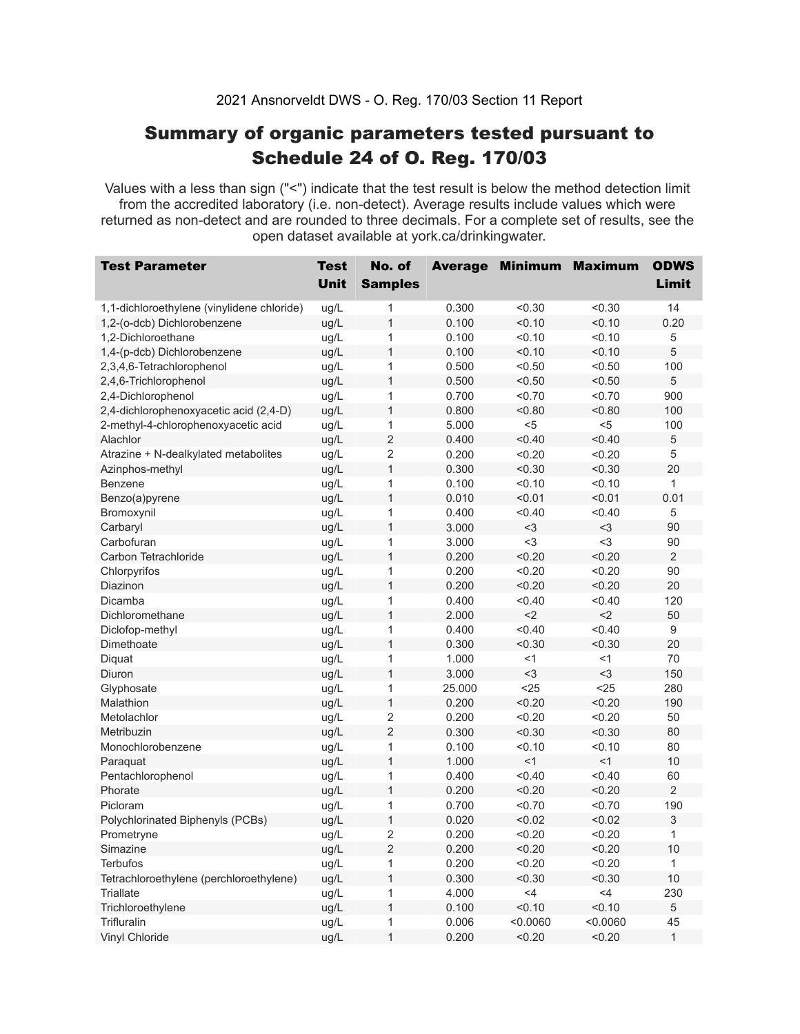2021 Ansnorveldt DWS - O. Reg. 170/03 Section 11 Report

# Summary of organic parameters tested pursuant to Schedule 24 of O. Reg. 170/03

Values with a less than sign ("<") indicate that the test result is below the method detection limit from the accredited laboratory (i.e. non-detect). Average results include values which were returned as non-detect and are rounded to three decimals. For a complete set of results, see the open dataset available at york.ca/drinkingwater.

| Test Parameter | Test Unit | No. of Samples | Average | Minimum | Maximum | ODWS Limit |
|---|---|---|---|---|---|---|
| 1,1-dichloroethylene (vinylidene chloride) | ug/L | 1 | 0.300 | <0.30 | <0.30 | 14 |
| 1,2-(o-dcb) Dichlorobenzene | ug/L | 1 | 0.100 | <0.10 | <0.10 | 0.20 |
| 1,2-Dichloroethane | ug/L | 1 | 0.100 | <0.10 | <0.10 | 5 |
| 1,4-(p-dcb) Dichlorobenzene | ug/L | 1 | 0.100 | <0.10 | <0.10 | 5 |
| 2,3,4,6-Tetrachlorophenol | ug/L | 1 | 0.500 | <0.50 | <0.50 | 100 |
| 2,4,6-Trichlorophenol | ug/L | 1 | 0.500 | <0.50 | <0.50 | 5 |
| 2,4-Dichlorophenol | ug/L | 1 | 0.700 | <0.70 | <0.70 | 900 |
| 2,4-dichlorophenoxyacetic acid (2,4-D) | ug/L | 1 | 0.800 | <0.80 | <0.80 | 100 |
| 2-methyl-4-chlorophenoxyacetic acid | ug/L | 1 | 5.000 | <5 | <5 | 100 |
| Alachlor | ug/L | 2 | 0.400 | <0.40 | <0.40 | 5 |
| Atrazine + N-dealkylated metabolites | ug/L | 2 | 0.200 | <0.20 | <0.20 | 5 |
| Azinphos-methyl | ug/L | 1 | 0.300 | <0.30 | <0.30 | 20 |
| Benzene | ug/L | 1 | 0.100 | <0.10 | <0.10 | 1 |
| Benzo(a)pyrene | ug/L | 1 | 0.010 | <0.01 | <0.01 | 0.01 |
| Bromoxynil | ug/L | 1 | 0.400 | <0.40 | <0.40 | 5 |
| Carbaryl | ug/L | 1 | 3.000 | <3 | <3 | 90 |
| Carbofuran | ug/L | 1 | 3.000 | <3 | <3 | 90 |
| Carbon Tetrachloride | ug/L | 1 | 0.200 | <0.20 | <0.20 | 2 |
| Chlorpyrifos | ug/L | 1 | 0.200 | <0.20 | <0.20 | 90 |
| Diazinon | ug/L | 1 | 0.200 | <0.20 | <0.20 | 20 |
| Dicamba | ug/L | 1 | 0.400 | <0.40 | <0.40 | 120 |
| Dichloromethane | ug/L | 1 | 2.000 | <2 | <2 | 50 |
| Diclofop-methyl | ug/L | 1 | 0.400 | <0.40 | <0.40 | 9 |
| Dimethoate | ug/L | 1 | 0.300 | <0.30 | <0.30 | 20 |
| Diquat | ug/L | 1 | 1.000 | <1 | <1 | 70 |
| Diuron | ug/L | 1 | 3.000 | <3 | <3 | 150 |
| Glyphosate | ug/L | 1 | 25.000 | <25 | <25 | 280 |
| Malathion | ug/L | 1 | 0.200 | <0.20 | <0.20 | 190 |
| Metolachlor | ug/L | 2 | 0.200 | <0.20 | <0.20 | 50 |
| Metribuzin | ug/L | 2 | 0.300 | <0.30 | <0.30 | 80 |
| Monochlorobenzene | ug/L | 1 | 0.100 | <0.10 | <0.10 | 80 |
| Paraquat | ug/L | 1 | 1.000 | <1 | <1 | 10 |
| Pentachlorophenol | ug/L | 1 | 0.400 | <0.40 | <0.40 | 60 |
| Phorate | ug/L | 1 | 0.200 | <0.20 | <0.20 | 2 |
| Picloram | ug/L | 1 | 0.700 | <0.70 | <0.70 | 190 |
| Polychlorinated Biphenyls (PCBs) | ug/L | 1 | 0.020 | <0.02 | <0.02 | 3 |
| Prometryne | ug/L | 2 | 0.200 | <0.20 | <0.20 | 1 |
| Simazine | ug/L | 2 | 0.200 | <0.20 | <0.20 | 10 |
| Terbufos | ug/L | 1 | 0.200 | <0.20 | <0.20 | 1 |
| Tetrachloroethylene (perchloroethylene) | ug/L | 1 | 0.300 | <0.30 | <0.30 | 10 |
| Triallate | ug/L | 1 | 4.000 | <4 | <4 | 230 |
| Trichloroethylene | ug/L | 1 | 0.100 | <0.10 | <0.10 | 5 |
| Trifluralin | ug/L | 1 | 0.006 | <0.0060 | <0.0060 | 45 |
| Vinyl Chloride | ug/L | 1 | 0.200 | <0.20 | <0.20 | 1 |